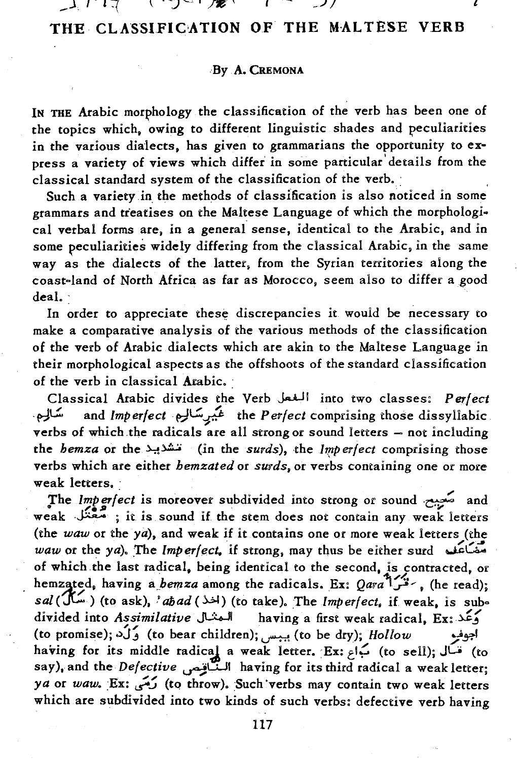# THE CLASSIFICATION OF THE MALTESE VERB

By A. Cremona

In the Arabic morphology the classification of the verb has been one of the topics which, owing to different linguistic shades and peculiarities in the various dialects, has given to grammarians the opportunity to express a variety of views which differ in some particular details from the classical standard system of the classification of the verb.

Such a variety in the methods of classification is also noticed in some grammars and treatises on the Maltese Language of which the morphological verbal forms are, in a general sense, identical to the Arabic, and in some peculiarities widely differing from the classical Arabic, in the same way as the dialects of the latter, from the Syrian territories along the coast-land of North Africa as far as Morocco, seem also to differ a good deal.

In order to appreciate these discrepancies it would be necessary to make a comparative analysis of the various methods of the classification of the verb of Arabic dialects which are akin to the Maltese Language in their morphological aspects as the offshoots of the standard classification of the verb in classical Arabic.

Classical Arabic divides the Verb الفعل into two classes: *Perfect* سَالِم and *Imperfect* غَيْرِسَالِم the *Perfect* comprising those dissyllabic verbs of which the radicals are all strong or sound letters — not including the *hemza* or the تشديد (in the *surds*), the *Imperfect* comprising those verbs which are either *hemzated* or *surds*, or verbs containing one or more weak letters.

The *Imperfect* is moreover subdivided into strong or sound صَحِيح and weak مُعْتَل ; it is sound if the stem does not contain any weak letters (the *waw* or the *ya*), and weak if it contains one or more weak letters (the *waw* or the *ya*). The *Imperfect*, if strong, may thus be either surd مُضَاعَف of which the last radical, being identical to the second, is contracted, or hemzated, having a *hemza* among the radicals. Ex: *Qara* قَرَأَ, (he read); *sal* (سَال) (to ask), *'ahad* (اخذ) (to take). The *Imperfect*, if weak, is subdivided into *Assimilative* المثال having a first weak radical, Ex: وَعَدَ (to promise); وَلَدَ (to bear children); يبس (to be dry); *Hollow* اجوف having for its middle radical a weak letter. Ex: بَاعَ (to sell); قَال (to say), and the *Defective* النّاقِص having for its third radical a weak letter; *ya* or *waw*. Ex: رَمَى (to throw). Such verbs may contain two weak letters which are subdivided into two kinds of such verbs: defective verb having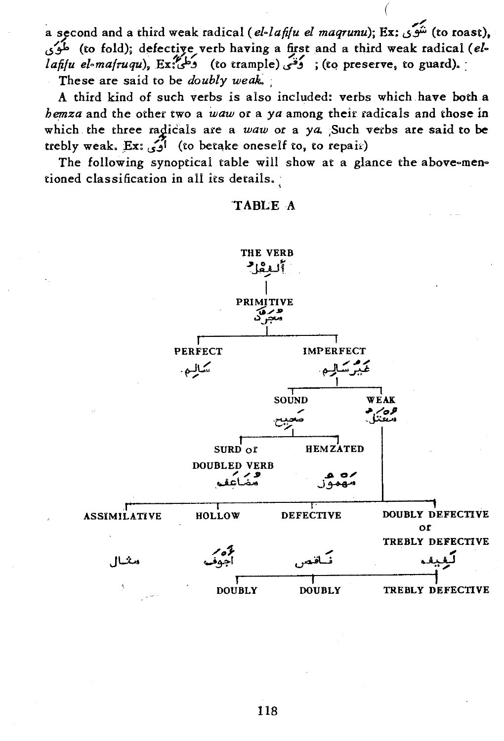a second and a third weak radical (*el-lafifu el maqrunu*); Ex: شَوَى (to roast), طَوَى (to fold); defective verb having a first and a third weak radical (*el-lafifu el-mafruqu*), Ex: وَطِئَ (to trample) وَقَى ; (to preserve, to guard).

These are said to be *doubly weak.*

A third kind of such verbs is also included: verbs which have both a *hemza* and the other two a *waw* or a *ya* among their radicals and those in which the three radicals are a *waw* or a *ya*. Such verbs are said to be trebly weak. Ex: أَوَى (to betake oneself to, to repair)

The following synoptical table will show at a glance the above-mentioned classification in all its details.

## TABLE A

- THE VERB — أَلْفِعْلُ
  - PRIMITIVE — مُجَرَّدٌ
    - PERFECT — سَالِم
    - IMPERFECT — غَيْرُ سَالِم
      - SOUND — صَحِيح
        - SURD or DOUBLED VERB — مُضَاعَفٌ
        - HEMZATED — مَهْمُوزٌ
      - WEAK — مُعْتَلٌّ
        - ASSIMILATIVE — مثال
        - HOLLOW — أَجْوَف
        - DEFECTIVE — نَاقِص
        - DOUBLY DEFECTIVE or TREBLY DEFECTIVE — لَفِيف
          - DOUBLY
          - DOUBLY
          - TREBLY DEFECTIVE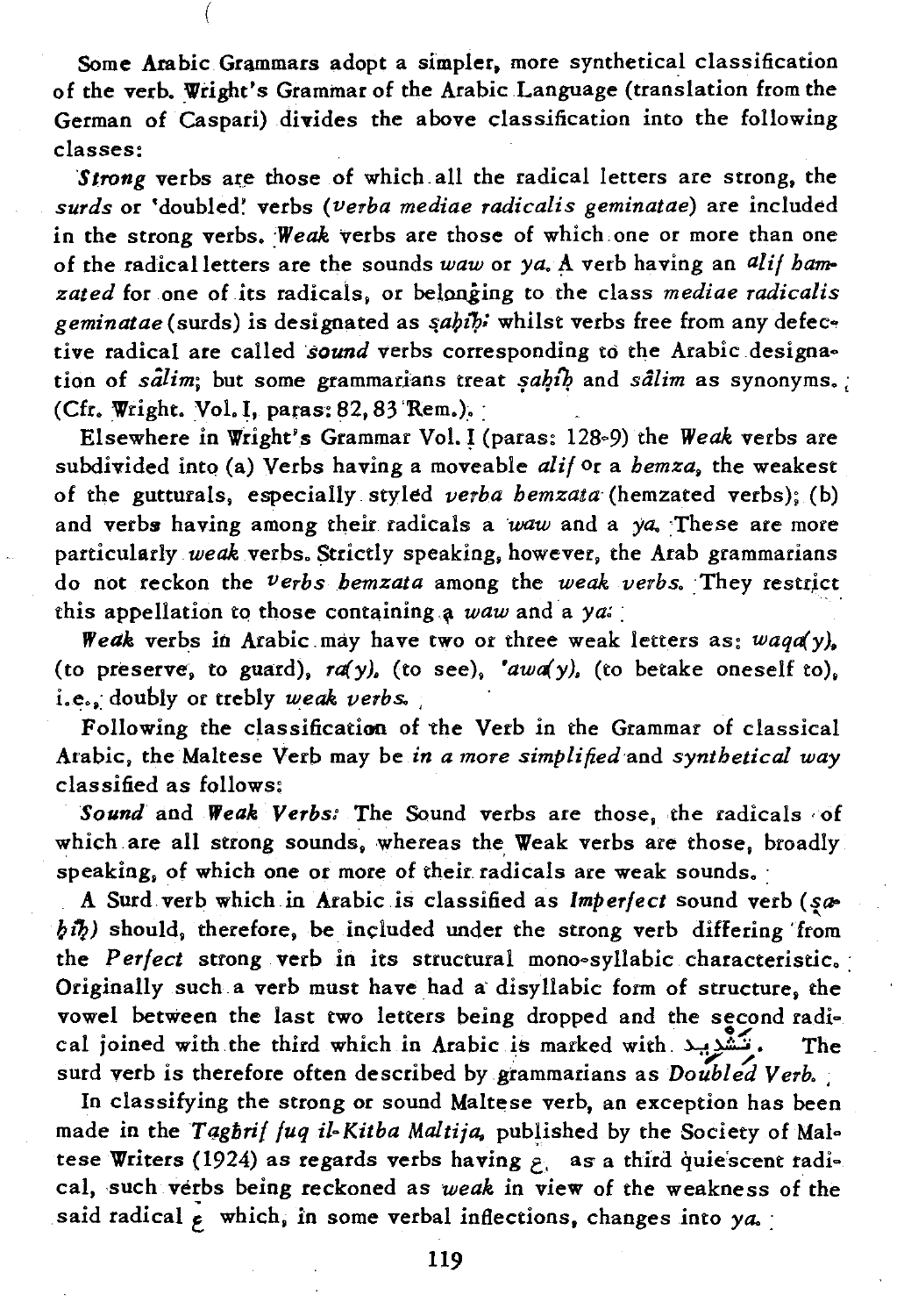Some Arabic Grammars adopt a simpler, more synthetical classification of the verb. Wright's Grammar of the Arabic Language (translation from the German of Caspari) divides the above classification into the following classes:

*Strong* verbs are those of which all the radical letters are strong, the *surds* or 'doubled' verbs (*verba mediae radicalis geminatae*) are included in the strong verbs. *Weak* verbs are those of which one or more than one of the radical letters are the sounds *waw* or *ya*. A verb having an *alif hamzated* for one of its radicals, or belonging to the class *mediae radicalis geminatae* (surds) is designated as *ṣaḥīḥ*: whilst verbs free from any defective radical are called *sound* verbs corresponding to the Arabic designation of *sâlim*; but some grammarians treat *ṣaḥīḥ* and *sâlim* as synonyms. (Cfr. Wright. Vol. I, paras: 82, 83 Rem.).

Elsewhere in Wright's Grammar Vol. I (paras: 128-9) the *Weak* verbs are subdivided into (a) Verbs having a moveable *alif* or a *hemza*, the weakest of the gutturals, especially styled *verba hemzata* (hemzated verbs); (b) and verbs having among their radicals a *waw* and a *ya*. These are more particularly *weak* verbs. Strictly speaking, however, the Arab grammarians do not reckon the *verbs hemzata* among the *weak verbs*. They restrict this appellation to those containing a *waw* and a *ya*:

*Weak* verbs in Arabic may have two or three weak letters as: *waqa(y)*, (to preserve, to guard), *ra(y)*, (to see), *'awa(y)*, (to betake oneself to), i.e., doubly or trebly *weak verbs*.

Following the classification of the Verb in the Grammar of classical Arabic, the Maltese Verb may be *in a more simplified* and *synthetical way* classified as follows:

*Sound* and *Weak Verbs:* The Sound verbs are those, the radicals of which are all strong sounds, whereas the Weak verbs are those, broadly speaking, of which one or more of their radicals are weak sounds.

A Surd verb which in Arabic is classified as *Imperfect* sound verb (*ṣaḥīḥ*) should, therefore, be included under the strong verb differing from the *Perfect* strong verb in its structural mono-syllabic characteristic. Originally such a verb must have had a disyllabic form of structure, the vowel between the last two letters being dropped and the second radical joined with the third which in Arabic is marked with تَشْدِيد. The surd verb is therefore often described by grammarians as *Doubled Verb*.

In classifying the strong or sound Maltese verb, an exception has been made in the *Tagħrif fuq il-Kitba Maltija*, published by the Society of Maltese Writers (1924) as regards verbs having ع as a third quiescent radical, such verbs being reckoned as *weak* in view of the weakness of the said radical ع which, in some verbal inflections, changes into *ya*.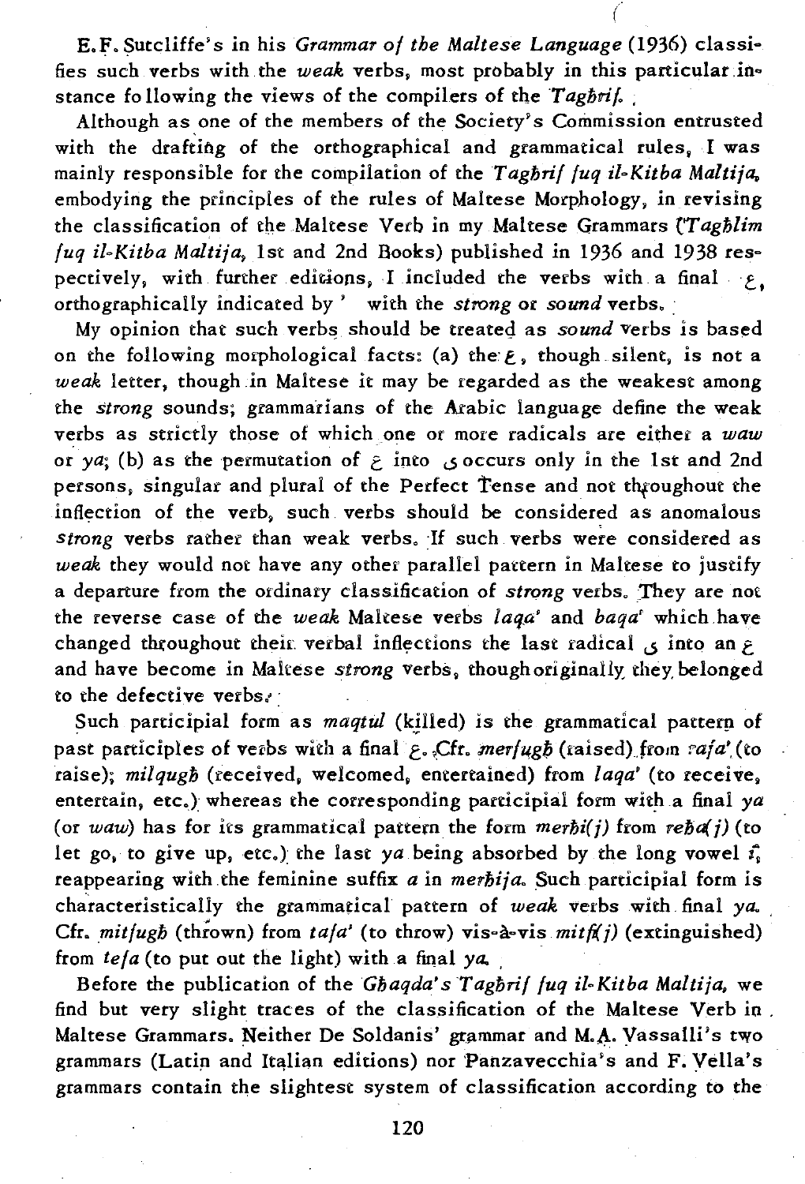E. F. Sutcliffe's in his *Grammar of the Maltese Language* (1936) classifies such verbs with the *weak* verbs, most probably in this particular instance following the views of the compilers of the *Tagħrif*.

Although as one of the members of the Society's Commission entrusted with the drafting of the orthographical and grammatical rules, I was mainly responsible for the compilation of the *Tagħrif fuq il-Kitba Maltija*, embodying the principles of the rules of Maltese Morphology, in revising the classification of the Maltese Verb in my Maltese Grammars (*Tagħlim fuq il-Kitba Maltija*, 1st and 2nd Books) published in 1936 and 1938 respectively, with further editions, I included the verbs with a final ع, orthographically indicated by ' with the *strong* or *sound* verbs.

My opinion that such verbs should be treated as *sound* verbs is based on the following morphological facts: (a) the ع, though silent, is not a *weak* letter, though in Maltese it may be regarded as the weakest among the *strong* sounds; grammarians of the Arabic language define the weak verbs as strictly those of which one or more radicals are either a *waw* or *ya*; (b) as the permutation of ع into ي occurs only in the 1st and 2nd persons, singular and plural of the Perfect Tense and not throughout the inflection of the verb, such verbs should be considered as anomalous *strong* verbs rather than weak verbs. If such verbs were considered as *weak* they would not have any other parallel pattern in Maltese to justify a departure from the ordinary classification of *strong* verbs. They are not the reverse case of the *weak* Maltese verbs *laqa'* and *baqa'* which have changed throughout their verbal inflections the last radical ي into an ع and have become in Maltese *strong* verbs, though originally they belonged to the defective verbs.

Such participial form as *maqtul* (killed) is the grammatical pattern of past participles of verbs with a final ع. Cfr. *merfugħ* (raised) from *rafa'* (to raise); *milqugħ* (received, welcomed, entertained) from *laqa'* (to receive, entertain, etc.) whereas the corresponding participial form with a final *ya* (or *waw*) has for its grammatical pattern the form *merħi(j)* from *reħa(j)* (to let go, to give up, etc.) the last *ya* being absorbed by the long vowel *ī*, reappearing with the feminine suffix *a* in *merħija*. Such participial form is characteristically the grammatical pattern of *weak* verbs with final *ya*. Cfr. *mitfugħ* (thrown) from *tafa'* (to throw) vis-à-vis *mitfi(j)* (extinguished) from *tefa* (to put out the light) with a final *ya*.

Before the publication of the *Għaqda's Tagħrif fuq il-Kitba Maltija*, we find but very slight traces of the classification of the Maltese Verb in Maltese Grammars. Neither De Soldanis' grammar and M. A. Vassalli's two grammars (Latin and Italian editions) nor Panzavecchia's and F. Vella's grammars contain the slightest system of classification according to the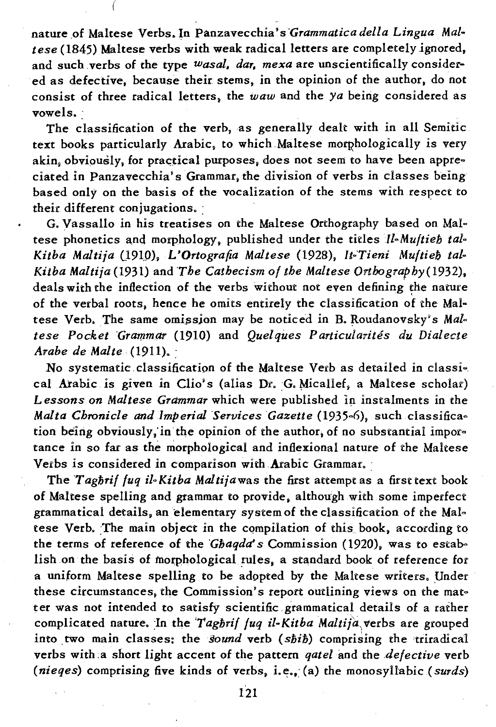nature of Maltese Verbs. In Panzavecchia's *Grammatica della Lingua Maltese* (1845) Maltese verbs with weak radical letters are completely ignored, and such verbs of the type *wasal, dar, mexa* are unscientifically considered as defective, because their stems, in the opinion of the author, do not consist of three radical letters, the *waw* and the *ya* being considered as vowels.

The classification of the verb, as generally dealt with in all Semitic text books particularly Arabic, to which Maltese morphologically is very akin, obviously, for practical purposes, does not seem to have been appreciated in Panzavecchia's Grammar, the division of verbs in classes being based only on the basis of the vocalization of the stems with respect to their different conjugations.

G. Vassallo in his treatises on the Maltese Orthography based on Maltese phonetics and morphology, published under the titles *Il-Muftieħ tal-Kitba Maltija* (1910), *L'Ortografia Maltese* (1928), *It-Tieni Muftieħ tal-Kitba Maltija* (1931) and *The Cathecism of the Maltese Orthography* (1932), deals with the inflection of the verbs without not even defining the nature of the verbal roots, hence he omits entirely the classification of the Maltese Verb. The same omission may be noticed in B. Roudanovsky's *Maltese Pocket Grammar* (1910) and *Quelques Particularités du Dialecte Arabe de Malte* (1911).

No systematic classification of the Maltese Verb as detailed in classical Arabic is given in Clio's (alias Dr. G. Micallef, a Maltese scholar) *Lessons on Maltese Grammar* which were published in instalments in the *Malta Chronicle and Imperial Services Gazette* (1935-6), such classification being obviously, in the opinion of the author, of no substantial importance in so far as the morphological and inflexional nature of the Maltese Verbs is considered in comparison with Arabic Grammar.

The *Tagħrif fuq il-Kitba Maltija* was the first attempt as a first text book of Maltese spelling and grammar to provide, although with some imperfect grammatical details, an elementary system of the classification of the Maltese Verb. The main object in the compilation of this book, according to the terms of reference of the *Għaqda's* Commission (1920), was to establish on the basis of morphological rules, a standard book of reference for a uniform Maltese spelling to be adopted by the Maltese writers. Under these circumstances, the Commission's report outlining views on the matter was not intended to satisfy scientific grammatical details of a rather complicated nature. In the *Tagħrif fuq il-Kitba Maltija* verbs are grouped into two main classes: the *sound* verb (*sħiħ*) comprising the triradical verbs with a short light accent of the pattern *qatel* and the *defective* verb (*nieqes*) comprising five kinds of verbs, i.e., (a) the monosyllabic (*surds*)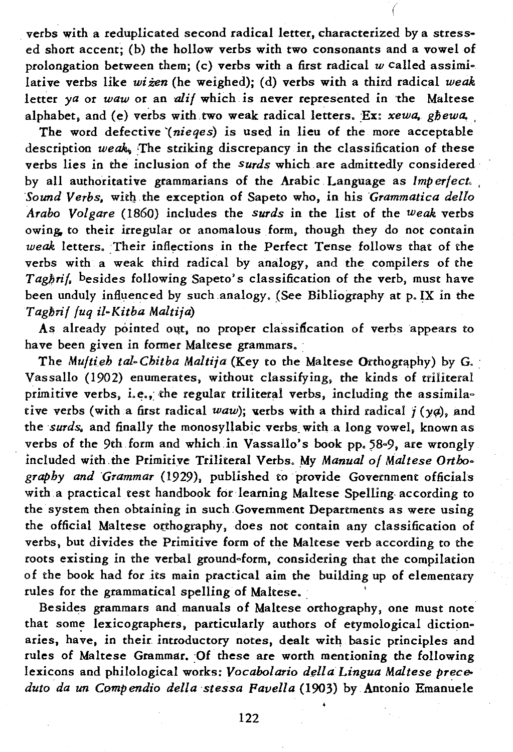verbs with a reduplicated second radical letter, characterized by a stressed short accent; (b) the hollow verbs with two consonants and a vowel of prolongation between them; (c) verbs with a first radical *w* called assimilative verbs like *wiżen* (he weighed); (d) verbs with a third radical *weak* letter *ya* or *waw* or an *alif* which is never represented in the Maltese alphabet, and (e) verbs with two weak radical letters. Ex: *xewa*, *għewa*.

The word defective (*nieqes*) is used in lieu of the more acceptable description *weak*. The striking discrepancy in the classification of these verbs lies in the inclusion of the *surds* which are admittedly considered by all authoritative grammarians of the Arabic Language as *Imperfect Sound Verbs*, with the exception of Sapeto who, in his *Grammatica dello Arabo Volgare* (1860) includes the *surds* in the list of the *weak* verbs owing to their irregular or anomalous form, though they do not contain *weak* letters. Their inflections in the Perfect Tense follows that of the verbs with a weak third radical by analogy, and the compilers of the *Tagħrif*, besides following Sapeto's classification of the verb, must have been unduly influenced by such analogy. (See Bibliography at p. IX in the *Tagħrif fuq il-Kitba Maltija*)

As already pointed out, no proper classification of verbs appears to have been given in former Maltese grammars.

The *Muftieħ tal-Chitba Maltija* (Key to the Maltese Orthography) by G. Vassallo (1902) enumerates, without classifying, the kinds of triliteral primitive verbs, i.e., the regular triliteral verbs, including the assimilative verbs (with a first radical *waw*); verbs with a third radical *j* (*ya*), and the *surds*, and finally the monosyllabic verbs with a long vowel, known as verbs of the 9th form and which in Vassallo's book pp. 58-9, are wrongly included with the Primitive Triliteral Verbs. My *Manual of Maltese Orthography and Grammar* (1929), published to provide Government officials with a practical test handbook for learning Maltese Spelling according to the system then obtaining in such Government Departments as were using the official Maltese orthography, does not contain any classification of verbs, but divides the Primitive form of the Maltese verb according to the roots existing in the verbal ground-form, considering that the compilation of the book had for its main practical aim the building up of elementary rules for the grammatical spelling of Maltese.

Besides grammars and manuals of Maltese orthography, one must note that some lexicographers, particularly authors of etymological dictionaries, have, in their introductory notes, dealt with basic principles and rules of Maltese Grammar. Of these are worth mentioning the following lexicons and philological works: *Vocabolario della Lingua Maltese preceduto da un Compendio della stessa Favella* (1903) by Antonio Emanuele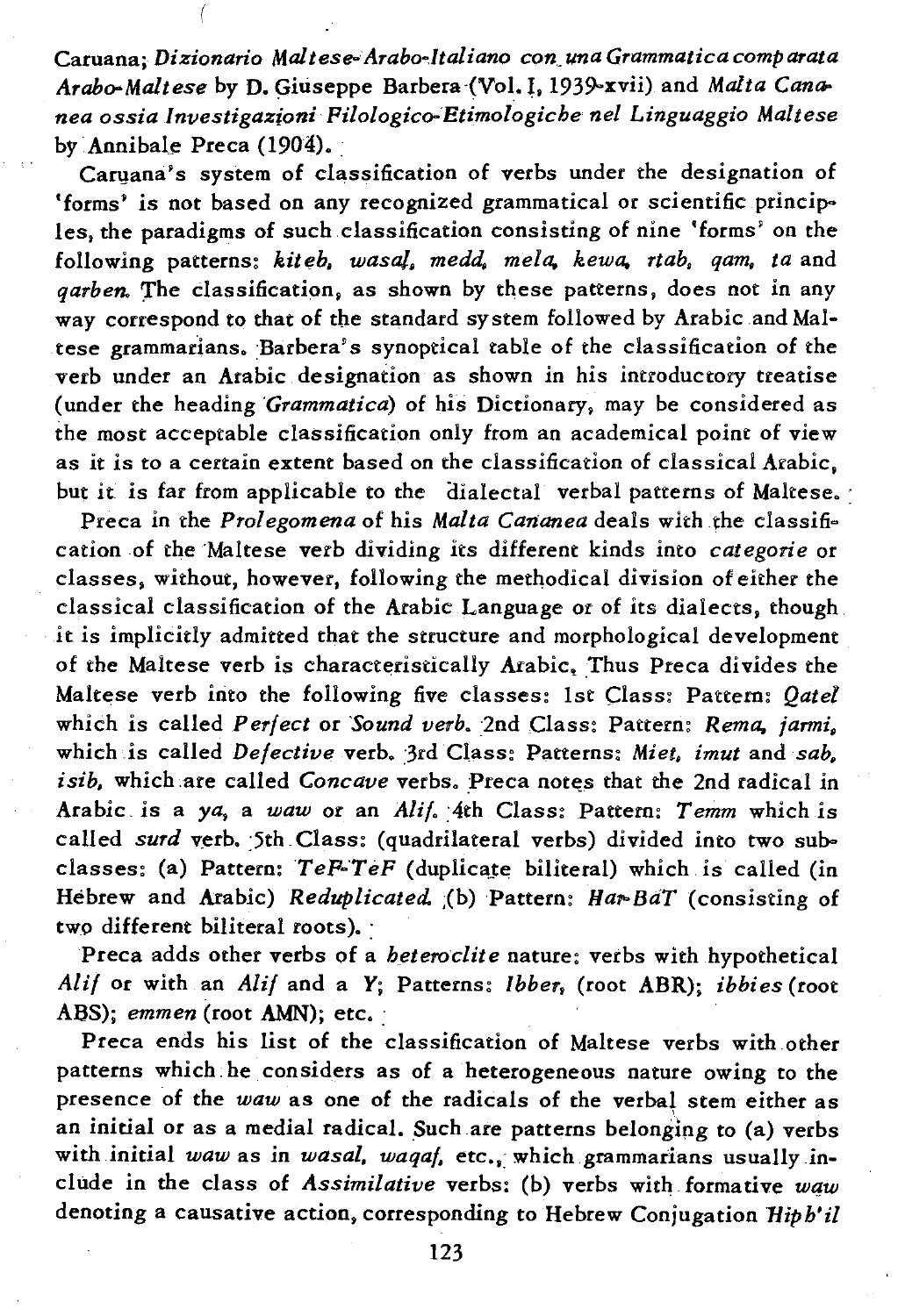Caruana; *Dizionario Maltese-Arabo-Italiano con una Grammatica comparata Arabo-Maltese* by D. Giuseppe Barbera (Vol. I, 1939-xvii) and *Malta Cananea ossia Investigazioni Filologico-Etimologiche nel Linguaggio Maltese* by Annibale Preca (1904).

Caruana's system of classification of verbs under the designation of 'forms' is not based on any recognized grammatical or scientific principles, the paradigms of such classification consisting of nine 'forms' on the following patterns: *kiteb, wasal, medd, mela, kewa, rtab, qam, ta* and *qarben*. The classification, as shown by these patterns, does not in any way correspond to that of the standard system followed by Arabic and Maltese grammarians. Barbera's synoptical table of the classification of the verb under an Arabic designation as shown in his introductory treatise (under the heading *Grammatica*) of his Dictionary, may be considered as the most acceptable classification only from an academical point of view as it is to a certain extent based on the classification of classical Arabic, but it is far from applicable to the dialectal verbal patterns of Maltese.

Preca in the *Prolegomena* of his *Malta Cananea* deals with the classification of the Maltese verb dividing its different kinds into *categorie* or classes, without, however, following the methodical division of either the classical classification of the Arabic Language or of its dialects, though it is implicitly admitted that the structure and morphological development of the Maltese verb is characteristically Arabic. Thus Preca divides the Maltese verb into the following five classes: 1st Class: Pattern: *Qatel* which is called *Perfect* or *Sound verb*. 2nd Class: Pattern: *Rema, jarmi*, which is called *Defective* verb. 3rd Class: Patterns: *Miet, imut* and *sab, isib*, which are called *Concave* verbs. Preca notes that the 2nd radical in Arabic is a *ya*, a *waw* or an *Alif*. 4th Class: Pattern: *Temm* which is called *surd* verb. 5th Class: (quadrilateral verbs) divided into two subclasses: (a) Pattern: *TeF-TeF* (duplicate biliteral) which is called (in Hebrew and Arabic) *Reduplicated*. (b) Pattern: *Har-BaT* (consisting of two different biliteral roots).

Preca adds other verbs of a *heteroclite* nature: verbs with hypothetical *Alif* or with an *Alif* and a *Y*; Patterns: *Ibber*, (root ABR); *ibbies* (root ABS); *emmen* (root AMN); etc.

Preca ends his list of the classification of Maltese verbs with other patterns which he considers as of a heterogeneous nature owing to the presence of the *waw* as one of the radicals of the verbal stem either as an initial or as a medial radical. Such are patterns belonging to (a) verbs with initial *waw* as in *wasal, waqaf*, etc., which grammarians usually include in the class of *Assimilative* verbs; (b) verbs with formative *waw* denoting a causative action, corresponding to Hebrew Conjugation *Hiph'il*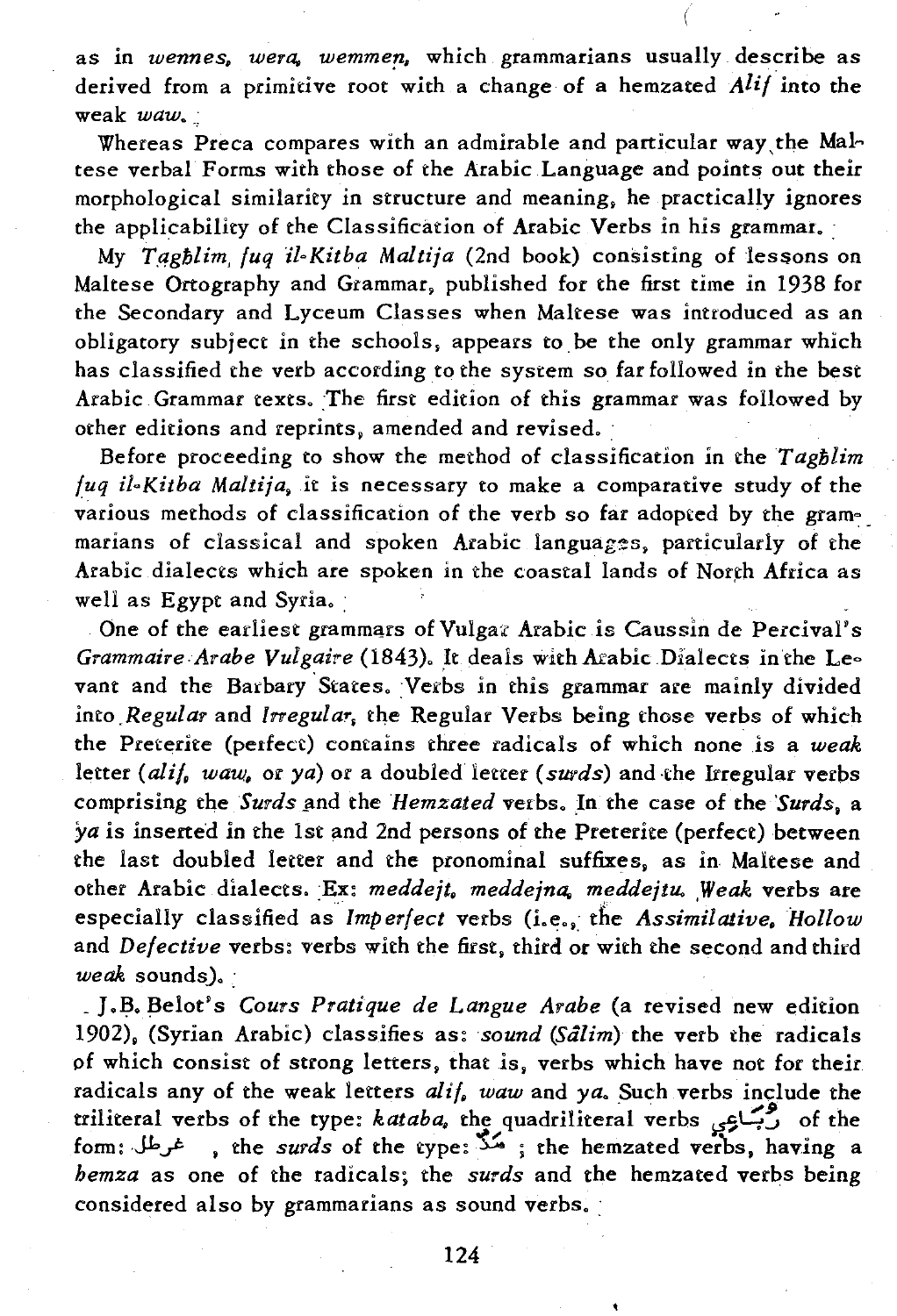as in *wennes, wera, wemmen,* which grammarians usually describe as derived from a primitive root with a change of a hemzated *Alif* into the weak *waw*.

Whereas Preca compares with an admirable and particular way the Maltese verbal Forms with those of the Arabic Language and points out their morphological similarity in structure and meaning, he practically ignores the applicability of the Classification of Arabic Verbs in his grammar.

My *Tagħlim fuq il-Kitba Maltija* (2nd book) consisting of lessons on Maltese Ortography and Grammar, published for the first time in 1938 for the Secondary and Lyceum Classes when Maltese was introduced as an obligatory subject in the schools, appears to be the only grammar which has classified the verb according to the system so far followed in the best Arabic Grammar texts. The first edition of this grammar was followed by other editions and reprints, amended and revised.

Before proceeding to show the method of classification in the *Tagħlim fuq il-Kitba Maltija*, it is necessary to make a comparative study of the various methods of classification of the verb so far adopted by the grammarians of classical and spoken Arabic languages, particularly of the Arabic dialects which are spoken in the coastal lands of North Africa as well as Egypt and Syria.

One of the earliest grammars of Vulgar Arabic is Caussin de Percival's *Grammaire Arabe Vulgaire* (1843). It deals with Arabic Dialects in the Levant and the Barbary States. Verbs in this grammar are mainly divided into *Regular* and *Irregular*, the Regular Verbs being those verbs of which the Preterite (perfect) contains three radicals of which none is a *weak* letter (*alif, waw,* or *ya*) or a doubled letter (*surds*) and the Irregular verbs comprising the *Surds* and the *Hemzated* verbs. In the case of the *Surds*, a *ya* is inserted in the 1st and 2nd persons of the Preterite (perfect) between the last doubled letter and the pronominal suffixes, as in Maltese and other Arabic dialects. Ex: *meddejt, meddejna, meddejtu. Weak* verbs are especially classified as *Imperfect* verbs (i.e., the *Assimilative, Hollow* and *Defective* verbs: verbs with the first, third or with the second and third *weak* sounds).

J.B. Belot's *Cours Pratique de Langue Arabe* (a revised new edition 1902), (Syrian Arabic) classifies as: *sound* (*Sâlim*) the verb the radicals of which consist of strong letters, that is, verbs which have not for their radicals any of the weak letters *alif, waw* and *ya*. Such verbs include the triliteral verbs of the type: *kataba*, the quadriliteral verbs رُبَاعِي of the form: غرطل , the *surds* of the type: مَدَّ ; the hemzated verbs, having a *hemza* as one of the radicals; the *surds* and the hemzated verbs being considered also by grammarians as sound verbs.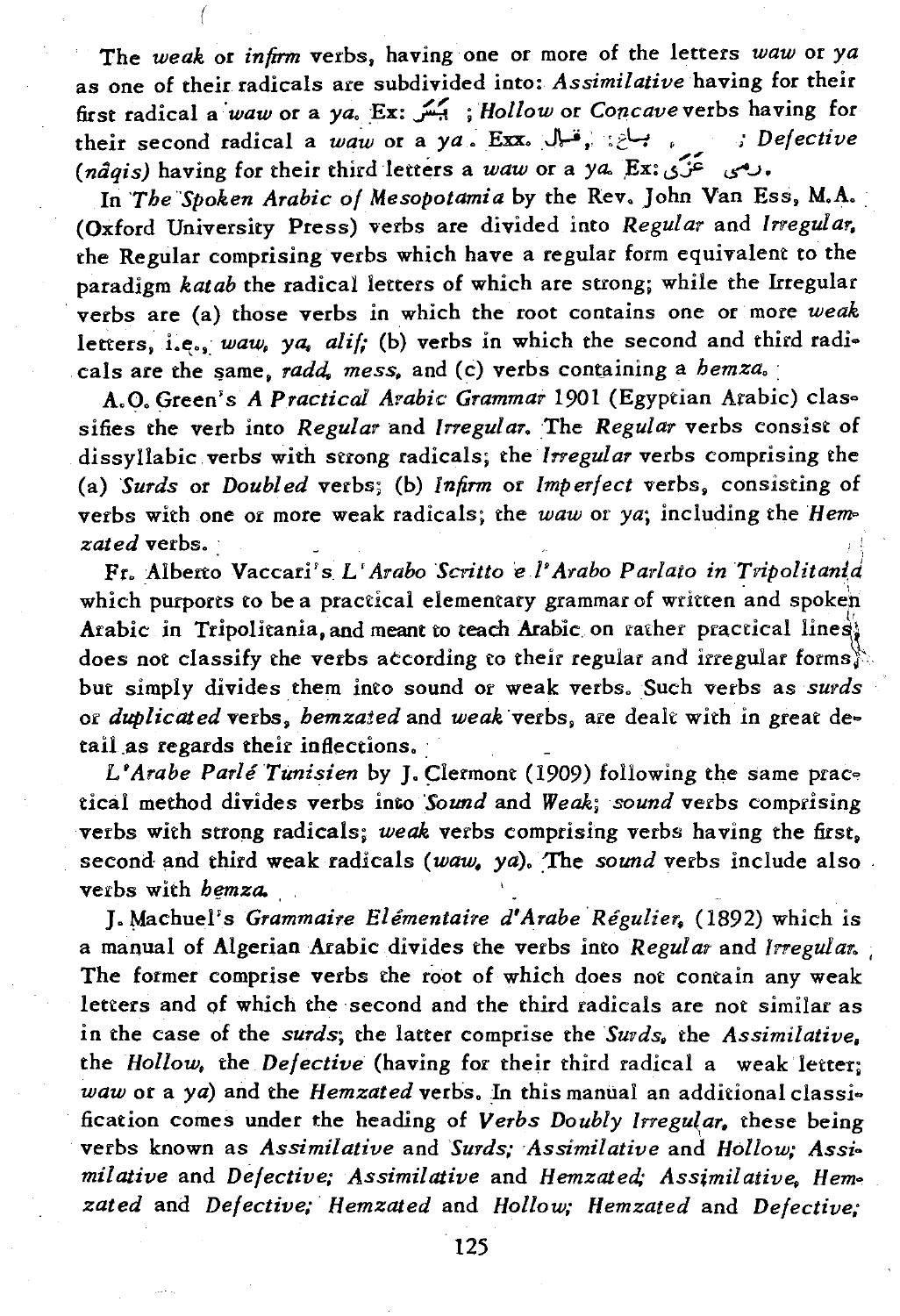The *weak* or *infirm* verbs, having one or more of the letters *waw* or *ya* as one of their radicals are subdivided into: *Assimilative* having for their first radical a *waw* or a *ya*. Ex: يَسَّر ; *Hollow* or *Concave* verbs having for their second radical a *waw* or a *ya*. Exx. قال, باع , ; *Defective* (*nâqis*) having for their third letters a *waw* or a *ya*. Ex: غَزَى رمى.

In *The Spoken Arabic of Mesopotamia* by the Rev. John Van Ess, M.A. (Oxford University Press) verbs are divided into *Regular* and *Irregular*, the Regular comprising verbs which have a regular form equivalent to the paradigm *katab* the radical letters of which are strong; while the Irregular verbs are (a) those verbs in which the root contains one or more *weak* letters, i.e., *waw*, *ya*, *alif*; (b) verbs in which the second and third radicals are the same, *radd*, *mess*, and (c) verbs containing a *hemza*.

A.O. Green's *A Practical Arabic Grammar* 1901 (Egyptian Arabic) classifies the verb into *Regular* and *Irregular*. The *Regular* verbs consist of dissyllabic verbs with strong radicals; the *Irregular* verbs comprising the (a) *Surds* or *Doubled* verbs; (b) *Infirm* or *Imperfect* verbs, consisting of verbs with one or more weak radicals; the *waw* or *ya*; including the *Hemzated* verbs.

Fr. Alberto Vaccari's *L'Arabo Scritto e l'Arabo Parlato in Tripolitania* which purports to be a practical elementary grammar of written and spoken Arabic in Tripolitania, and meant to teach Arabic on rather practical lines, does not classify the verbs according to their regular and irregular forms, but simply divides them into sound or weak verbs. Such verbs as *surds* or *duplicated* verbs, *hemzated* and *weak* verbs, are dealt with in great detail as regards their inflections.

*L'Arabe Parlé Tunisien* by J. Clermont (1909) following the same practical method divides verbs into *Sound* and *Weak*; *sound* verbs comprising verbs with strong radicals; *weak* verbs comprising verbs having the first, second and third weak radicals (*waw*, *ya*). The *sound* verbs include also verbs with *hemza*.

J. Machuel's *Grammaire Elémentaire d'Arabe Régulier*, (1892) which is a manual of Algerian Arabic divides the verbs into *Regular* and *Irregular*. The former comprise verbs the root of which does not contain any weak letters and of which the second and the third radicals are not similar as in the case of the *surds*; the latter comprise the *Surds*, the *Assimilative*, the *Hollow*, the *Defective* (having for their third radical a weak letter; *waw* or a *ya*) and the *Hemzated* verbs. In this manual an additional classification comes under the heading of *Verbs Doubly Irregular*, these being verbs known as *Assimilative* and *Surds*; *Assimilative* and *Hollow*; *Assimilative* and *Defective*; *Assimilative* and *Hemzated*; *Assimilative*, *Hemzated* and *Defective*; *Hemzated* and *Hollow*; *Hemzated* and *Defective*;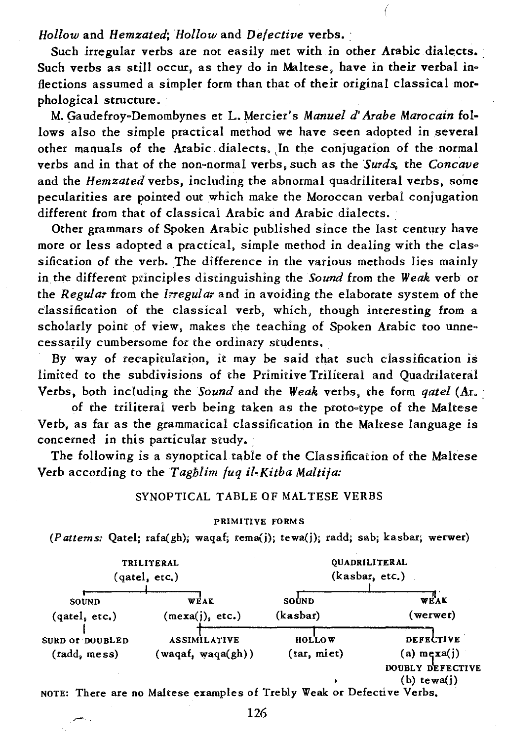*Hollow* and *Hemzated*; *Hollow* and *Defective* verbs.

Such irregular verbs are not easily met with in other Arabic dialects. Such verbs as still occur, as they do in Maltese, have in their verbal inflections assumed a simpler form than that of their original classical morphological structure.

M. Gaudefroy-Demombynes et L. Mercier's *Manuel d'Arabe Marocain* follows also the simple practical method we have seen adopted in several other manuals of the Arabic dialects. In the conjugation of the normal verbs and in that of the non-normal verbs, such as the *Surds*, the *Concave* and the *Hemzated* verbs, including the abnormal quadriliteral verbs, some pecularities are pointed out which make the Moroccan verbal conjugation different from that of classical Arabic and Arabic dialects.

Other grammars of Spoken Arabic published since the last century have more or less adopted a practical, simple method in dealing with the classification of the verb. The difference in the various methods lies mainly in the different principles distinguishing the *Sound* from the *Weak* verb or the *Regular* from the *Irregular* and in avoiding the elaborate system of the classification of the classical verb, which, though interesting from a scholarly point of view, makes the teaching of Spoken Arabic too unnecessarily cumbersome for the ordinary students.

By way of recapitulation, it may be said that such classification is limited to the subdivisions of the Primitive Triliteral and Quadrilateral Verbs, both including the *Sound* and the *Weak* verbs, the form *qatel* (Ar. of the triliteral verb being taken as the proto-type of the Maltese Verb, as far as the grammatical classification in the Maltese language is concerned in this particular study.

The following is a synoptical table of the Classification of the Maltese Verb according to the *Tagħlim fuq il-Kitba Maltija:*

SYNOPTICAL TABLE OF MALTESE VERBS

PRIMITIVE FORMS

(*Patterns:* Qatel; rafa(gh); waqaf; rema(j); tewa(j); radd; sab; kasbar; werwer)

TRILITERAL (qatel, etc.)
- SOUND (qatel, etc.)
  - SURD OF DOUBLED (radd, mess)
- WEAK (mexa(j), etc.)
  - ASSIMILATIVE (waqaf, waqa(gh))
  - HOLLOW (tar, miet)
  - DEFECTIVE (a) mexa(j)
  - DOUBLY DEFECTIVE (b) tewa(j)

QUADRILITERAL (kasbar, etc.)
- SOUND (kasbar)
- WEAK (werwer)

NOTE: There are no Maltese examples of Trebly Weak or Defective Verbs.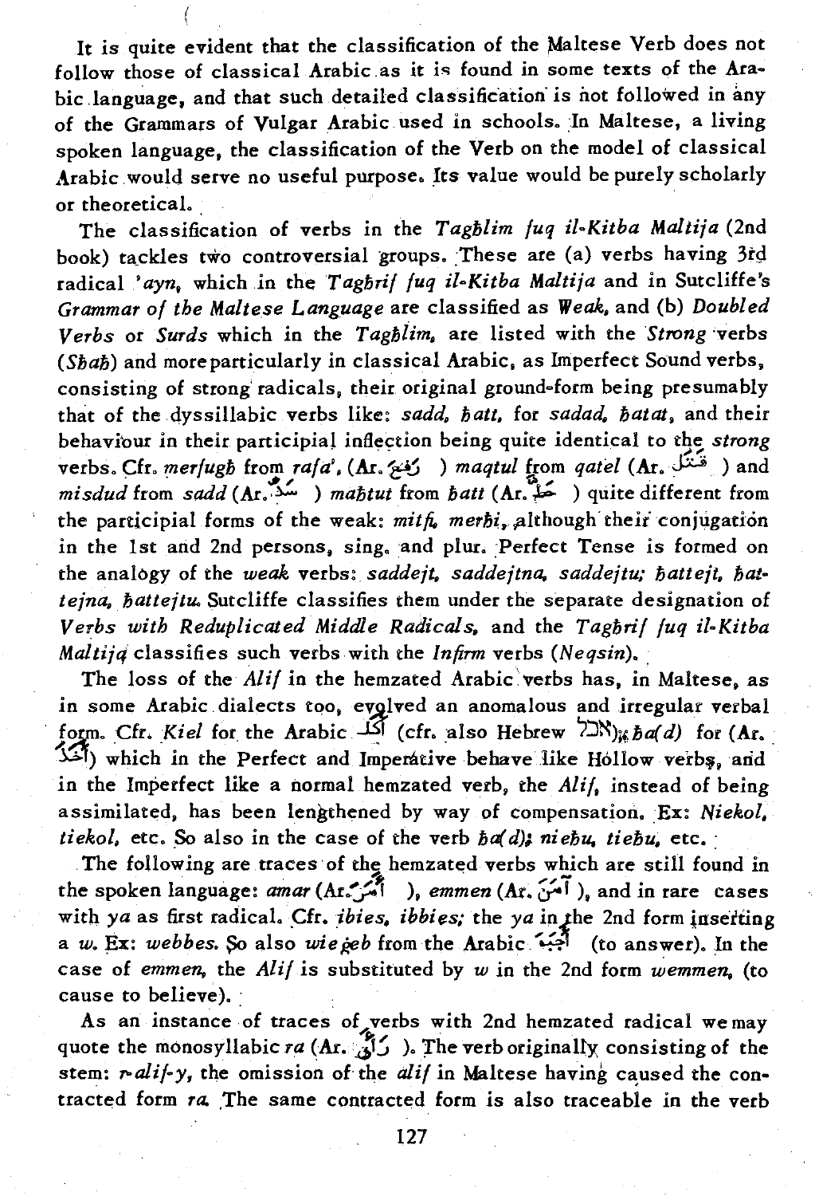It is quite evident that the classification of the Maltese Verb does not follow those of classical Arabic as it is found in some texts of the Arabic language, and that such detailed classification is not followed in any of the Grammars of Vulgar Arabic used in schools. In Maltese, a living spoken language, the classification of the Verb on the model of classical Arabic would serve no useful purpose. Its value would be purely scholarly or theoretical.

The classification of verbs in the *Tagħlim fuq il-Kitba Maltija* (2nd book) tackles two controversial groups. These are (a) verbs having 3rd radical *'ayn*, which in the *Tagħrif fuq il-Kitba Maltija* and in Sutcliffe's *Grammar of the Maltese Language* are classified as *Weak*, and (b) *Doubled Verbs* or *Surds* which in the *Tagħlim*, are listed with the *Strong* verbs (*Sħaħ*) and more particularly in classical Arabic, as Imperfect Sound verbs, consisting of strong radicals, their original ground-form being presumably that of the dyssillabic verbs like: *sadd, ħatt*, for *sadad, ħatat*, and their behaviour in their participial inflection being quite identical to the *strong* verbs. Cfr. *merfugħ* from *rafa'*, (Ar. رَفَعَ ) *maqtul* from *qatel* (Ar. قَتَلَ ) and *misdud* from *sadd* (Ar. سَدَّ ) *maħtut* from *ħatt* (Ar. حَطَّ ) quite different from the participial forms of the weak: *mitfi, merħi*, although their conjugation in the 1st and 2nd persons, sing. and plur. Perfect Tense is formed on the analogy of the *weak* verbs: *saddejt, saddejtna, saddejtu; ħattejt, ħattejna, ħattejtu*. Sutcliffe classifies them under the separate designation of *Verbs with Reduplicated Middle Radicals*, and the *Tagħrif fuq il-Kitba Maltija* classifies such verbs with the *Infirm* verbs (*Neqsin*).

The loss of the *Alif* in the hemzated Arabic verbs has, in Maltese, as in some Arabic dialects too, evolved an anomalous and irregular verbal form. Cfr. *Kiel* for the Arabic أكل (cfr. also Hebrew אכל); *ħa(d)* for (Ar. أخذ) which in the Perfect and Imperative behave like Hollow verbs, and in the Imperfect like a normal hemzated verb, the *Alif*, instead of being assimilated, has been lengthened by way of compensation. Ex: *Niekol, tiekol*, etc. So also in the case of the verb *ħa(d)*; *nieħu, tieħu*, etc.

The following are traces of the hemzated verbs which are still found in the spoken language: *amar* (Ar. أَمَرَ ), *emmen* (Ar. آمَنَ ), and in rare cases with *ya* as first radical. Cfr. *ibies, ibbies*; the *ya* in the 2nd form inserting a *w*. Ex: *webbes*. So also *wieġeb* from the Arabic أَجَابَ (to answer). In the case of *emmen*, the *Alif* is substituted by *w* in the 2nd form *wemmen*, (to cause to believe).

As an instance of traces of verbs with 2nd hemzated radical we may quote the monosyllabic *ra* (Ar. رَأَى ). The verb originally consisting of the stem: *r-alif-y*, the omission of the *alif* in Maltese having caused the contracted form *ra*. The same contracted form is also traceable in the verb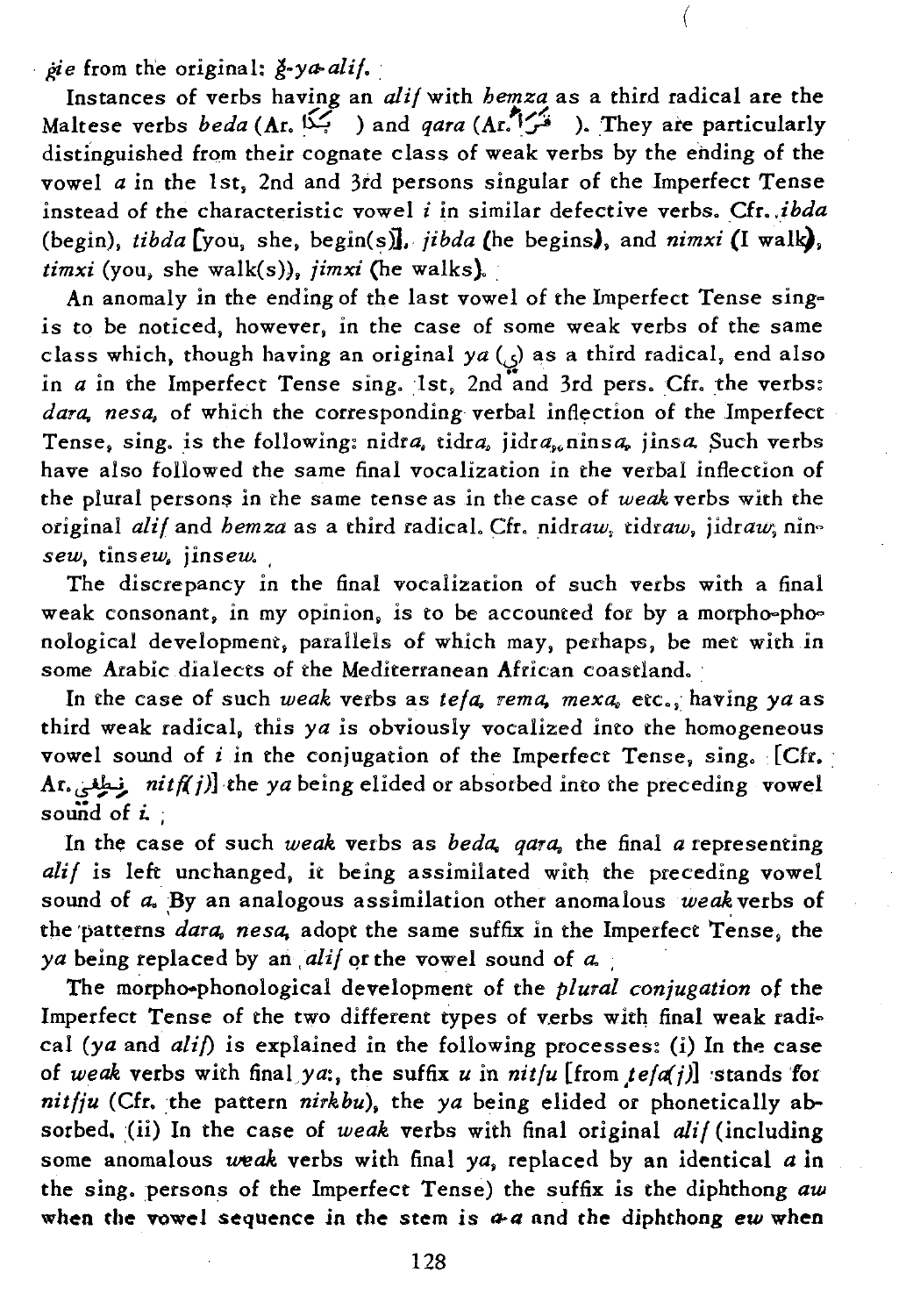*ġie* from the original: *ġ-ya-alif*.

Instances of verbs having an *alif* with *hemza* as a third radical are the Maltese verbs *beda* (Ar. بدأ ) and *qara* (Ar. قرأ ). They are particularly distinguished from their cognate class of weak verbs by the ending of the vowel *a* in the 1st, 2nd and 3rd persons singular of the Imperfect Tense instead of the characteristic vowel *i* in similar defective verbs. Cfr. *ibda* (begin), *tibda* [you, she, begin(s)], *jibda* (he begins), and *nimxi* (I walk), *timxi* (you, she walk(s)), *jimxi* (he walks).

An anomaly in the ending of the last vowel of the Imperfect Tense sing. is to be noticed, however, in the case of some weak verbs of the same class which, though having an original *ya* (ي) as a third radical, end also in *a* in the Imperfect Tense sing. 1st, 2nd and 3rd pers. Cfr. the verbs: *dara, nesa*, of which the corresponding verbal inflection of the Imperfect Tense, sing. is the following: nidr*a*, tidr*a*, jidr*a*, nins*a*, jins*a*. Such verbs have also followed the same final vocalization in the verbal inflection of the plural persons in the same tense as in the case of *weak* verbs with the original *alif* and *hemza* as a third radical. Cfr. nidr*aw*, tidr*aw*, jidr*aw*; nin*sew*, tins*ew*, jins*ew*.

The discrepancy in the final vocalization of such verbs with a final weak consonant, in my opinion, is to be accounted for by a morpho-phonological development, parallels of which may, perhaps, be met with in some Arabic dialects of the Mediterranean African coastland.

In the case of such *weak* verbs as *tefa, rema, mexa*, etc., having *ya* as third weak radical, this *ya* is obviously vocalized into the homogeneous vowel sound of *i* in the conjugation of the Imperfect Tense, sing. [Cfr. Ar. نطفي *nitf(j)*] the *ya* being elided or absorbed into the preceding vowel sound of *i*.

In the case of such *weak* verbs as *beda, qara*, the final *a* representing *alif* is left unchanged, it being assimilated with the preceding vowel sound of *a*. By an analogous assimilation other anomalous *weak* verbs of the patterns *dara, nesa*, adopt the same suffix in the Imperfect Tense, the *ya* being replaced by an *alif* or the vowel sound of *a*.

The morpho-phonological development of the *plural conjugation* of the Imperfect Tense of the two different types of verbs with final weak radical (*ya* and *alif*) is explained in the following processes: (i) In the case of *weak* verbs with final *ya*:, the suffix *u* in *nitfu* [from *tefa(j)*] stands for *nitfju* (Cfr. the pattern *nirkbu*), the *ya* being elided or phonetically absorbed. (ii) In the case of *weak* verbs with final original *alif* (including some anomalous *weak* verbs with final *ya*, replaced by an identical *a* in the sing. persons of the Imperfect Tense) the suffix is the diphthong *aw* when the vowel sequence in the stem is *a-a* and the diphthong *ew* when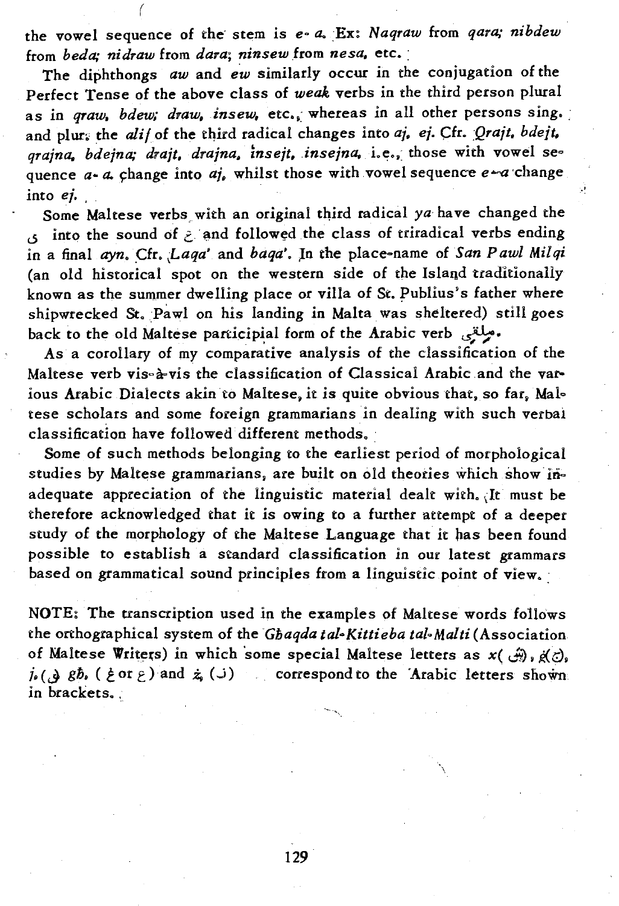the vowel sequence of the stem is *e- a*. Ex: *Naqraw* from *qara; nibdew* from *beda; nidraw* from *dara; ninsew* from *nesa*, etc.

The diphthongs *aw* and *ew* similarly occur in the conjugation of the Perfect Tense of the above class of *weak* verbs in the third person plural as in *qraw, bdew; draw, insew*, etc., whereas in all other persons sing. and plur. the *alif* of the third radical changes into *aj, ej*. Cfr. *Qrajt, bdejt, qrajna, bdejna; drajt, drajna, insejt, insejna*, i.e., those with vowel sequence *a- a* change into *aj*, whilst those with vowel sequence *e-a* change into *ej*.

Some Maltese verbs with an original third radical *ya* have changed the ى into the sound of ع and followed the class of triradical verbs ending in a final *ayn*. Cfr. *Laqa'* and *baqa'*. In the place-name of *San Pawl Milqi* (an old historical spot on the western side of the Island traditionally known as the summer dwelling place or villa of St. Publius's father where shipwrecked St. Pawl on his landing in Malta was sheltered) still goes back to the old Maltese participial form of the Arabic verb مِلْقِي.

As a corollary of my comparative analysis of the classification of the Maltese verb vis-à-vis the classification of Classical Arabic and the various Arabic Dialects akin to Maltese, it is quite obvious that, so far, Maltese scholars and some foreign grammarians in dealing with such verbal classification have followed different methods.

Some of such methods belonging to the earliest period of morphological studies by Maltese grammarians, are built on old theories which show inadequate appreciation of the linguistic material dealt with. It must be therefore acknowledged that it is owing to a further attempt of a deeper study of the morphology of the Maltese Language that it has been found possible to establish a standard classification in our latest grammars based on grammatical sound principles from a linguistic point of view.

NOTE: The transcription used in the examples of Maltese words follows the orthographical system of the *Għaqda tal-Kittieba tal-Malti* (Association of Maltese Writers) in which some special Maltese letters as *x*( ش ), *ġ*( ج ), *j*( ي ) *għ*, ( غ or ع ) and *ż* ( ز ) correspond to the Arabic letters shown in brackets.